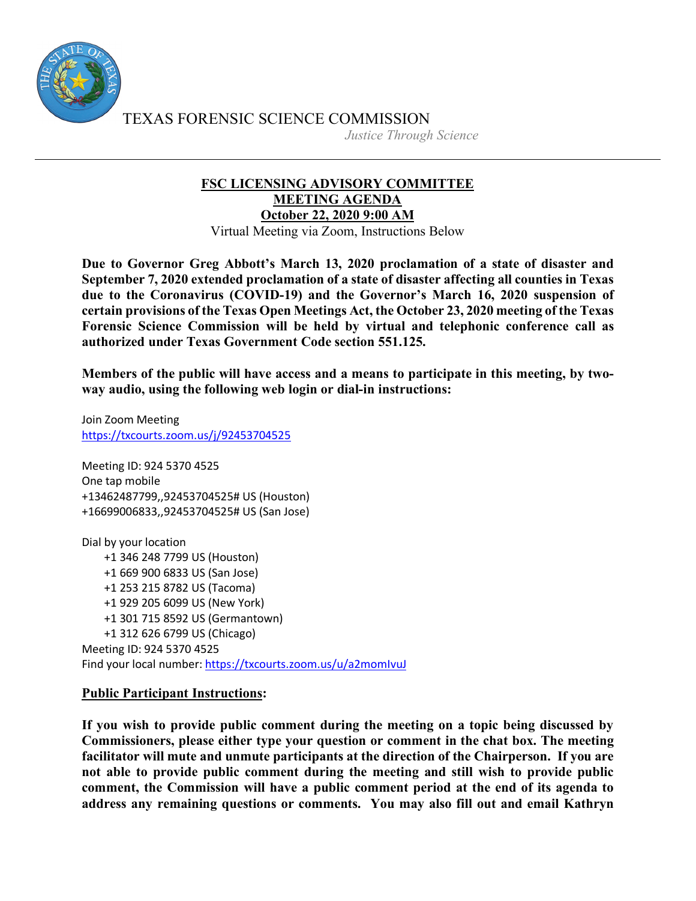TEXAS FORENSIC SCIENCE COMMISSION

*Justice Through Science*

---

## FSC LICENSING ADVISORY COMMITTEE
## MEETING AGENDA
## October 22, 2020 9:00 AM

Virtual Meeting via Zoom, Instructions Below

**Due to Governor Greg Abbott's March 13, 2020 proclamation of a state of disaster and September 7, 2020 extended proclamation of a state of disaster affecting all counties in Texas due to the Coronavirus (COVID-19) and the Governor's March 16, 2020 suspension of certain provisions of the Texas Open Meetings Act, the October 23, 2020 meeting of the Texas Forensic Science Commission will be held by virtual and telephonic conference call as authorized under Texas Government Code section 551.125.**

**Members of the public will have access and a means to participate in this meeting, by two-way audio, using the following web login or dial-in instructions:**

Join Zoom Meeting
https://txcourts.zoom.us/j/92453704525

Meeting ID: 924 5370 4525
One tap mobile
+13462487799,,92453704525# US (Houston)
+16699006833,,92453704525# US (San Jose)

Dial by your location
- +1 346 248 7799 US (Houston)
- +1 669 900 6833 US (San Jose)
- +1 253 215 8782 US (Tacoma)
- +1 929 205 6099 US (New York)
- +1 301 715 8592 US (Germantown)
- +1 312 626 6799 US (Chicago)

Meeting ID: 924 5370 4525
Find your local number: https://txcourts.zoom.us/u/a2momIvuJ

**Public Participant Instructions:**

**If you wish to provide public comment during the meeting on a topic being discussed by Commissioners, please either type your question or comment in the chat box. The meeting facilitator will mute and unmute participants at the direction of the Chairperson. If you are not able to provide public comment during the meeting and still wish to provide public comment, the Commission will have a public comment period at the end of its agenda to address any remaining questions or comments. You may also fill out and email Kathryn**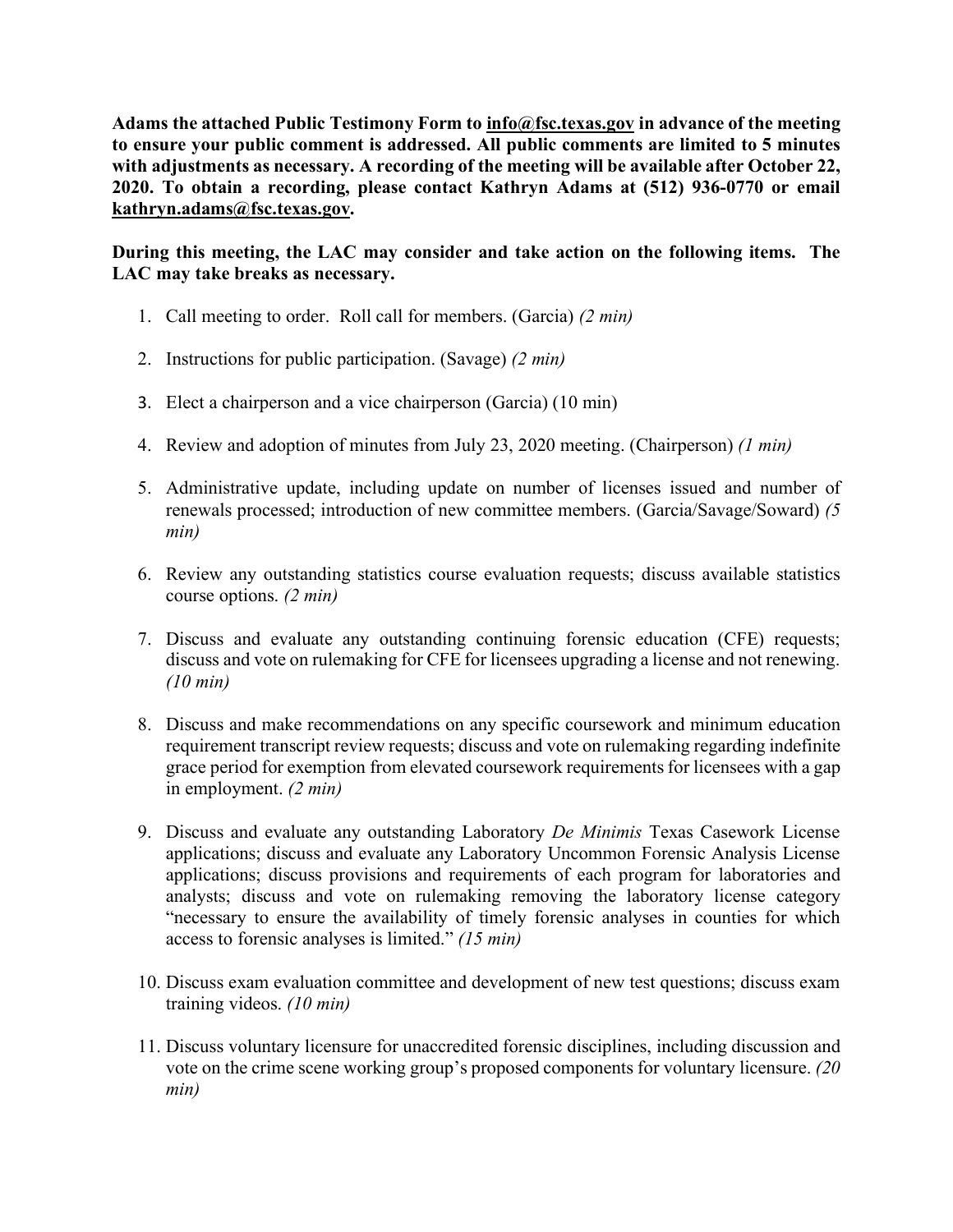**Adams the attached Public Testimony Form to info@fsc.texas.gov in advance of the meeting to ensure your public comment is addressed. All public comments are limited to 5 minutes with adjustments as necessary. A recording of the meeting will be available after October 22, 2020. To obtain a recording, please contact Kathryn Adams at (512) 936-0770 or email kathryn.adams@fsc.texas.gov.**

**During this meeting, the LAC may consider and take action on the following items. The LAC may take breaks as necessary.**

1. Call meeting to order. Roll call for members. (Garcia) *(2 min)*

2. Instructions for public participation. (Savage) *(2 min)*

3. Elect a chairperson and a vice chairperson (Garcia) (10 min)

4. Review and adoption of minutes from July 23, 2020 meeting. (Chairperson) *(1 min)*

5. Administrative update, including update on number of licenses issued and number of renewals processed; introduction of new committee members. (Garcia/Savage/Soward) *(5 min)*

6. Review any outstanding statistics course evaluation requests; discuss available statistics course options. *(2 min)*

7. Discuss and evaluate any outstanding continuing forensic education (CFE) requests; discuss and vote on rulemaking for CFE for licensees upgrading a license and not renewing. *(10 min)*

8. Discuss and make recommendations on any specific coursework and minimum education requirement transcript review requests; discuss and vote on rulemaking regarding indefinite grace period for exemption from elevated coursework requirements for licensees with a gap in employment. *(2 min)*

9. Discuss and evaluate any outstanding Laboratory *De Minimis* Texas Casework License applications; discuss and evaluate any Laboratory Uncommon Forensic Analysis License applications; discuss provisions and requirements of each program for laboratories and analysts; discuss and vote on rulemaking removing the laboratory license category "necessary to ensure the availability of timely forensic analyses in counties for which access to forensic analyses is limited." *(15 min)*

10. Discuss exam evaluation committee and development of new test questions; discuss exam training videos. *(10 min)*

11. Discuss voluntary licensure for unaccredited forensic disciplines, including discussion and vote on the crime scene working group's proposed components for voluntary licensure. *(20 min)*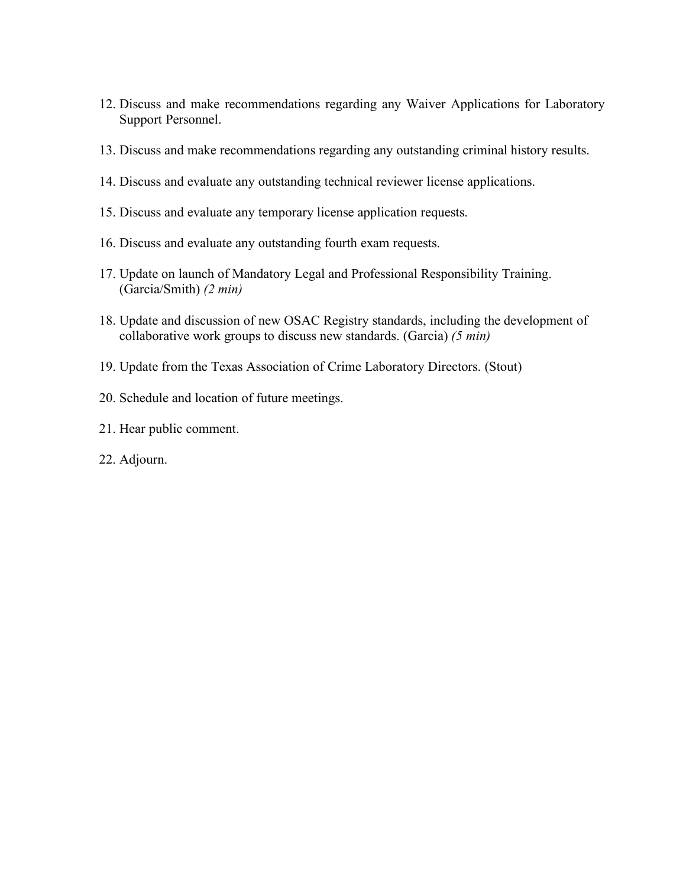12. Discuss and make recommendations regarding any Waiver Applications for Laboratory Support Personnel.

13. Discuss and make recommendations regarding any outstanding criminal history results.

14. Discuss and evaluate any outstanding technical reviewer license applications.

15. Discuss and evaluate any temporary license application requests.

16. Discuss and evaluate any outstanding fourth exam requests.

17. Update on launch of Mandatory Legal and Professional Responsibility Training. (Garcia/Smith) *(2 min)*

18. Update and discussion of new OSAC Registry standards, including the development of collaborative work groups to discuss new standards. (Garcia) *(5 min)*

19. Update from the Texas Association of Crime Laboratory Directors. (Stout)

20. Schedule and location of future meetings.

21. Hear public comment.

22. Adjourn.